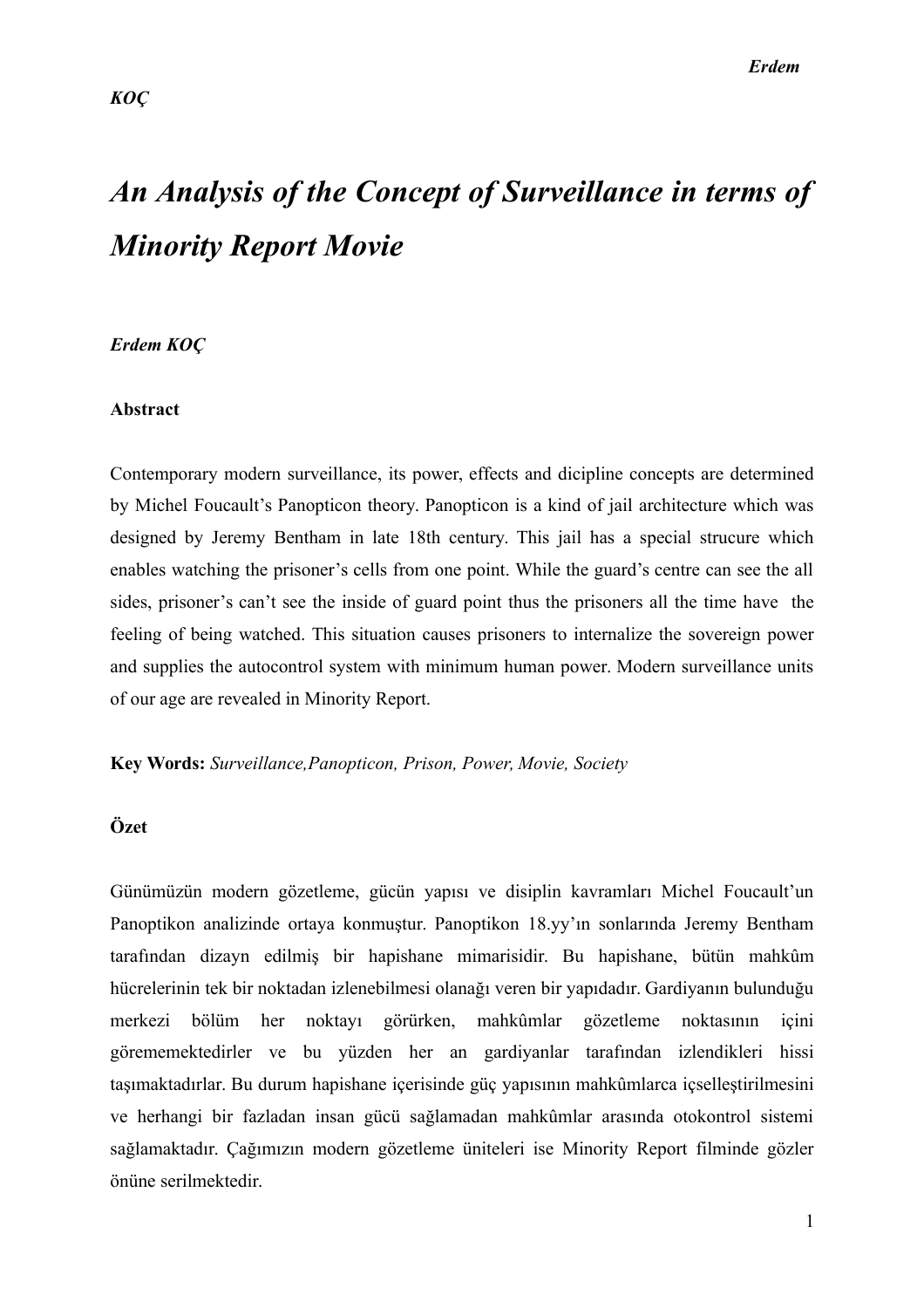# *An Analysis of the Concept of Surveillance in terms of Minority Report Movie*

***Erdem KOÇ***

**Abstract**

Contemporary modern surveillance, its power, effects and dicipline concepts are determined by Michel Foucault's Panopticon theory. Panopticon is a kind of jail architecture which was designed by Jeremy Bentham in late 18th century. This jail has a special strucure which enables watching the prisoner's cells from one point. While the guard's centre can see the all sides, prisoner's can't see the inside of guard point thus the prisoners all the time have the feeling of being watched. This situation causes prisoners to internalize the sovereign power and supplies the autocontrol system with minimum human power. Modern surveillance units of our age are revealed in Minority Report.

**Key Words:** *Surveillance,Panopticon, Prison, Power, Movie, Society*

**Özet**

Günümüzün modern gözetleme, gücün yapısı ve disiplin kavramları Michel Foucault'un Panoptikon analizinde ortaya konmuştur. Panoptikon 18.yy'ın sonlarında Jeremy Bentham tarafından dizayn edilmiş bir hapishane mimarisidir. Bu hapishane, bütün mahkûm hücrelerinin tek bir noktadan izlenebilmesi olanağı veren bir yapıdadır. Gardiyanın bulunduğu merkezi bölüm her noktayı görürken, mahkûmlar gözetleme noktasının içini görememektedirler ve bu yüzden her an gardiyanlar tarafından izlendikleri hissi taşımaktadırlar. Bu durum hapishane içerisinde güç yapısının mahkûmlarca içselleştirilmesini ve herhangi bir fazladan insan gücü sağlamadan mahkûmlar arasında otokontrol sistemi sağlamaktadır. Çağımızın modern gözetleme üniteleri ise Minority Report filminde gözler önüne serilmektedir.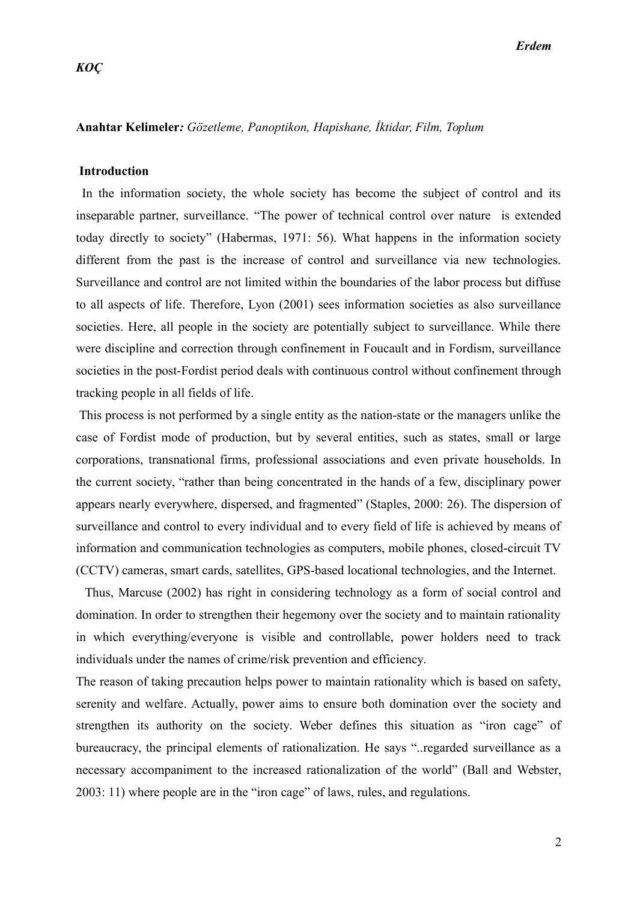***Erdem KOÇ***

**Anahtar Kelimeler***: Gözetleme, Panoptikon, Hapishane, İktidar, Film, Toplum*

## Introduction

In the information society, the whole society has become the subject of control and its inseparable partner, surveillance. "The power of technical control over nature is extended today directly to society" (Habermas, 1971: 56). What happens in the information society different from the past is the increase of control and surveillance via new technologies. Surveillance and control are not limited within the boundaries of the labor process but diffuse to all aspects of life. Therefore, Lyon (2001) sees information societies as also surveillance societies. Here, all people in the society are potentially subject to surveillance. While there were discipline and correction through confinement in Foucault and in Fordism, surveillance societies in the post-Fordist period deals with continuous control without confinement through tracking people in all fields of life.

This process is not performed by a single entity as the nation-state or the managers unlike the case of Fordist mode of production, but by several entities, such as states, small or large corporations, transnational firms, professional associations and even private households. In the current society, "rather than being concentrated in the hands of a few, disciplinary power appears nearly everywhere, dispersed, and fragmented" (Staples, 2000: 26). The dispersion of surveillance and control to every individual and to every field of life is achieved by means of information and communication technologies as computers, mobile phones, closed-circuit TV (CCTV) cameras, smart cards, satellites, GPS-based locational technologies, and the Internet.

Thus, Marcuse (2002) has right in considering technology as a form of social control and domination. In order to strengthen their hegemony over the society and to maintain rationality in which everything/everyone is visible and controllable, power holders need to track individuals under the names of crime/risk prevention and efficiency.

The reason of taking precaution helps power to maintain rationality which is based on safety, serenity and welfare. Actually, power aims to ensure both domination over the society and strengthen its authority on the society. Weber defines this situation as "iron cage" of bureaucracy, the principal elements of rationalization. He says "..regarded surveillance as a necessary accompaniment to the increased rationalization of the world" (Ball and Webster, 2003: 11) where people are in the "iron cage" of laws, rules, and regulations.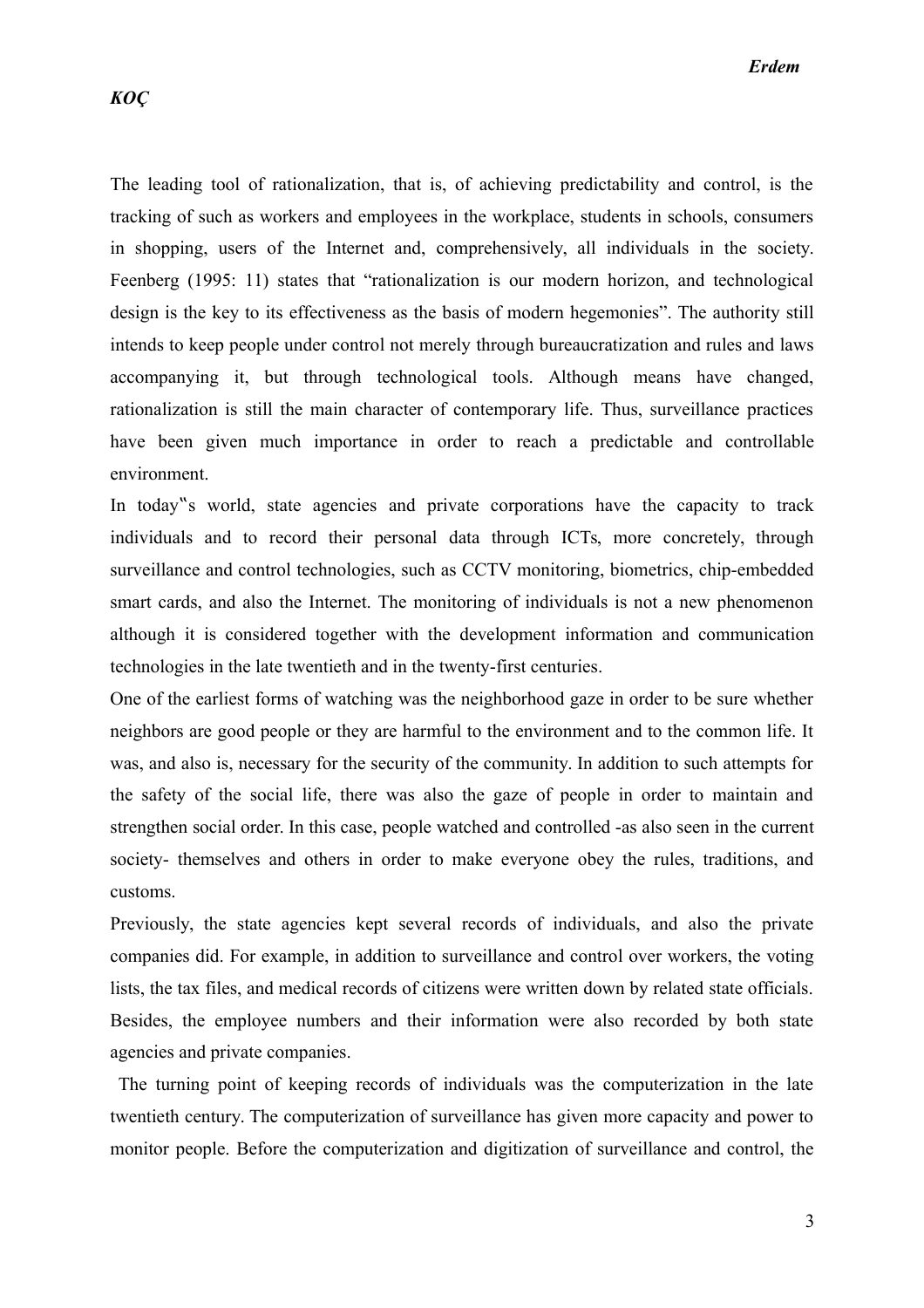The leading tool of rationalization, that is, of achieving predictability and control, is the tracking of such as workers and employees in the workplace, students in schools, consumers in shopping, users of the Internet and, comprehensively, all individuals in the society. Feenberg (1995: 11) states that "rationalization is our modern horizon, and technological design is the key to its effectiveness as the basis of modern hegemonies". The authority still intends to keep people under control not merely through bureaucratization and rules and laws accompanying it, but through technological tools. Although means have changed, rationalization is still the main character of contemporary life. Thus, surveillance practices have been given much importance in order to reach a predictable and controllable environment.

In today‟s world, state agencies and private corporations have the capacity to track individuals and to record their personal data through ICTs, more concretely, through surveillance and control technologies, such as CCTV monitoring, biometrics, chip-embedded smart cards, and also the Internet. The monitoring of individuals is not a new phenomenon although it is considered together with the development information and communication technologies in the late twentieth and in the twenty-first centuries.

One of the earliest forms of watching was the neighborhood gaze in order to be sure whether neighbors are good people or they are harmful to the environment and to the common life. It was, and also is, necessary for the security of the community. In addition to such attempts for the safety of the social life, there was also the gaze of people in order to maintain and strengthen social order. In this case, people watched and controlled -as also seen in the current society- themselves and others in order to make everyone obey the rules, traditions, and customs.

Previously, the state agencies kept several records of individuals, and also the private companies did. For example, in addition to surveillance and control over workers, the voting lists, the tax files, and medical records of citizens were written down by related state officials. Besides, the employee numbers and their information were also recorded by both state agencies and private companies.

The turning point of keeping records of individuals was the computerization in the late twentieth century. The computerization of surveillance has given more capacity and power to monitor people. Before the computerization and digitization of surveillance and control, the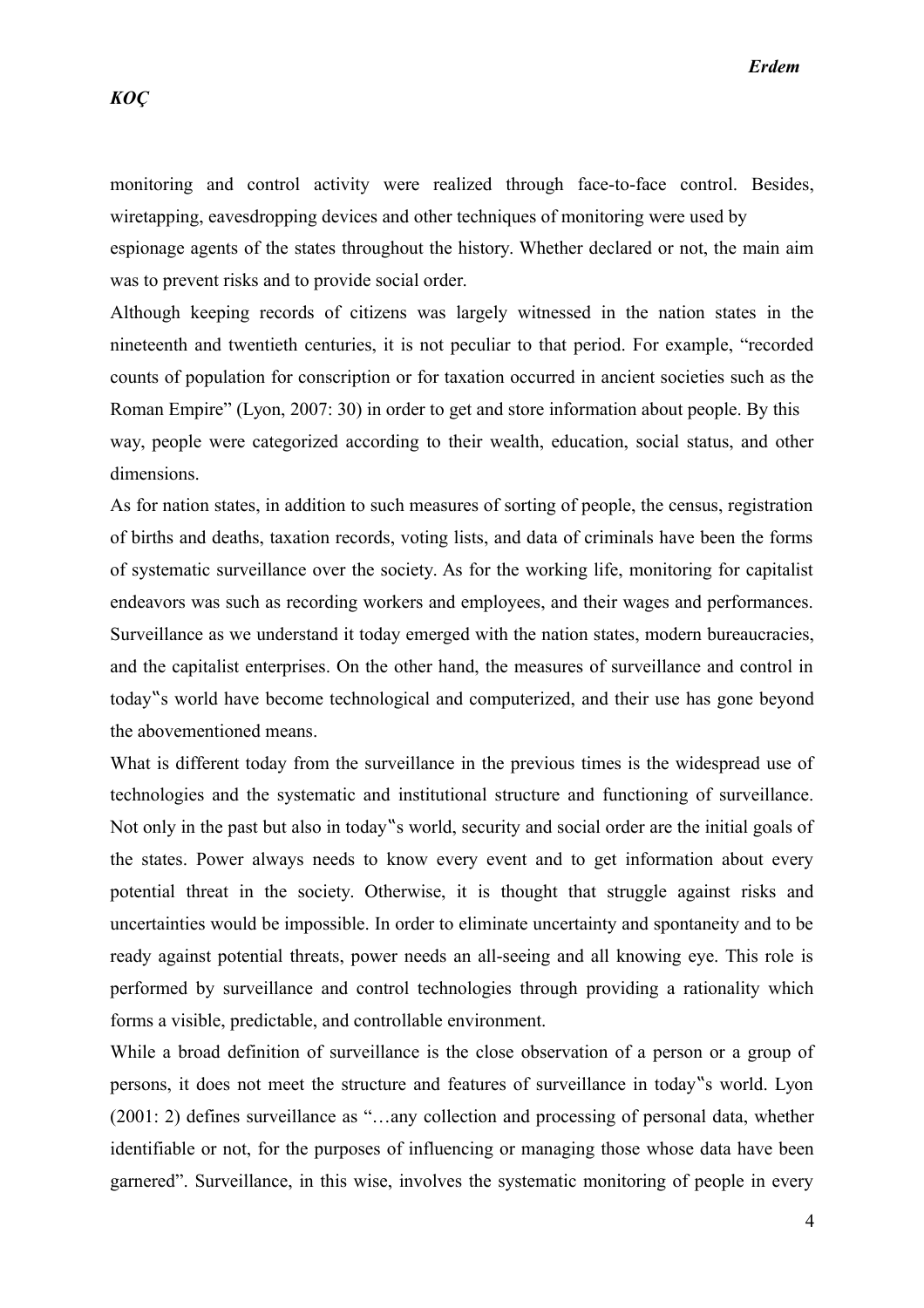monitoring and control activity were realized through face-to-face control. Besides, wiretapping, eavesdropping devices and other techniques of monitoring were used by espionage agents of the states throughout the history. Whether declared or not, the main aim was to prevent risks and to provide social order.

Although keeping records of citizens was largely witnessed in the nation states in the nineteenth and twentieth centuries, it is not peculiar to that period. For example, "recorded counts of population for conscription or for taxation occurred in ancient societies such as the Roman Empire" (Lyon, 2007: 30) in order to get and store information about people. By this way, people were categorized according to their wealth, education, social status, and other dimensions.

As for nation states, in addition to such measures of sorting of people, the census, registration of births and deaths, taxation records, voting lists, and data of criminals have been the forms of systematic surveillance over the society. As for the working life, monitoring for capitalist endeavors was such as recording workers and employees, and their wages and performances. Surveillance as we understand it today emerged with the nation states, modern bureaucracies, and the capitalist enterprises. On the other hand, the measures of surveillance and control in today�much world have become technological and computerized, and their use has gone beyond the abovementioned means.

What is different today from the surveillance in the previous times is the widespread use of technologies and the systematic and institutional structure and functioning of surveillance. Not only in the past but also in today‟s world, security and social order are the initial goals of the states. Power always needs to know every event and to get information about every potential threat in the society. Otherwise, it is thought that struggle against risks and uncertainties would be impossible. In order to eliminate uncertainty and spontaneity and to be ready against potential threats, power needs an all-seeing and all knowing eye. This role is performed by surveillance and control technologies through providing a rationality which forms a visible, predictable, and controllable environment.

While a broad definition of surveillance is the close observation of a person or a group of persons, it does not meet the structure and features of surveillance in today‟s world. Lyon (2001: 2) defines surveillance as "…any collection and processing of personal data, whether identifiable or not, for the purposes of influencing or managing those whose data have been garnered". Surveillance, in this wise, involves the systematic monitoring of people in every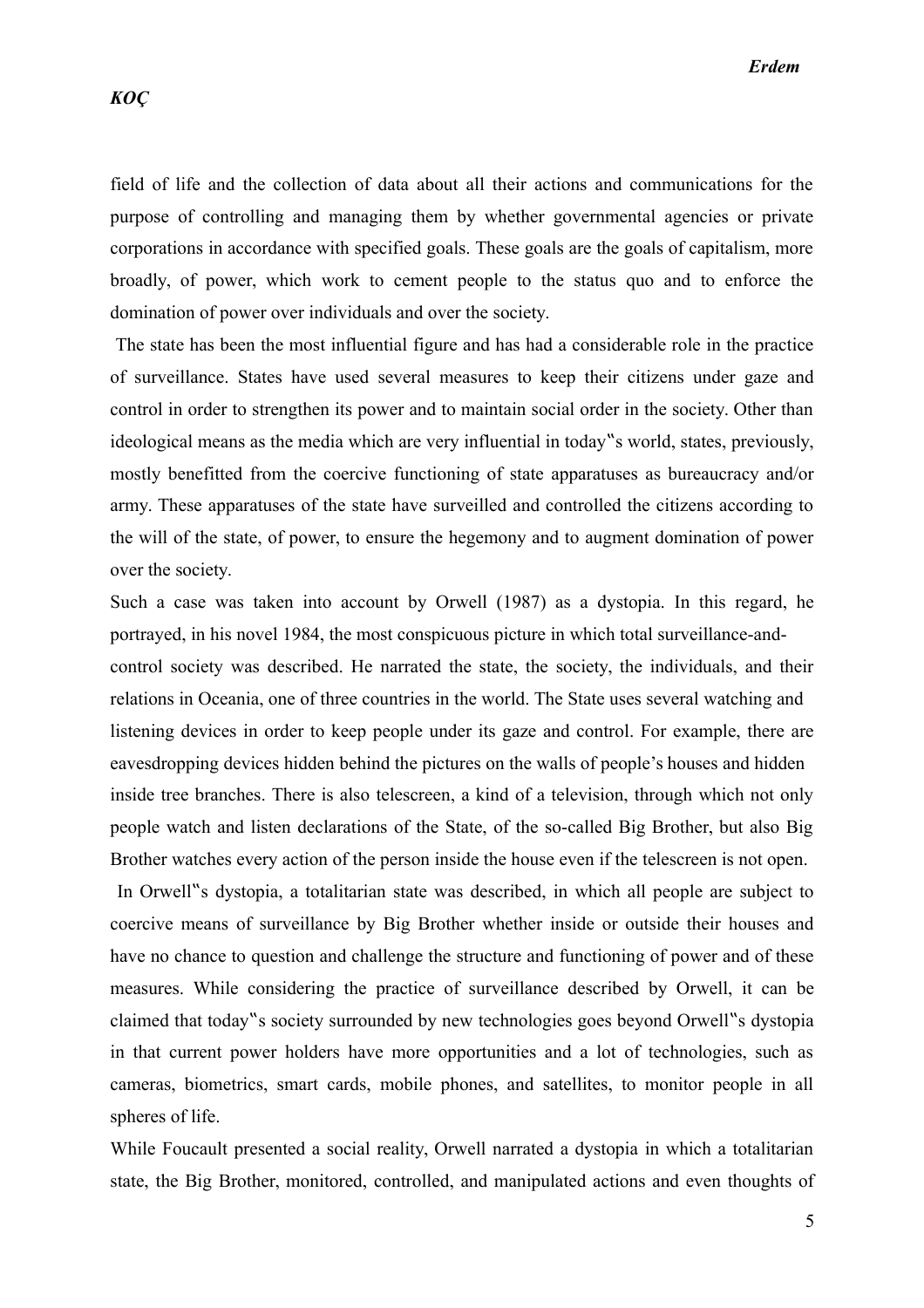field of life and the collection of data about all their actions and communications for the purpose of controlling and managing them by whether governmental agencies or private corporations in accordance with specified goals. These goals are the goals of capitalism, more broadly, of power, which work to cement people to the status quo and to enforce the domination of power over individuals and over the society.

The state has been the most influential figure and has had a considerable role in the practice of surveillance. States have used several measures to keep their citizens under gaze and control in order to strengthen its power and to maintain social order in the society. Other than ideological means as the media which are very influential in today‟s world, states, previously, mostly benefitted from the coercive functioning of state apparatuses as bureaucracy and/or army. These apparatuses of the state have surveilled and controlled the citizens according to the will of the state, of power, to ensure the hegemony and to augment domination of power over the society.

Such a case was taken into account by Orwell (1987) as a dystopia. In this regard, he portrayed, in his novel 1984, the most conspicuous picture in which total surveillance-and-control society was described. He narrated the state, the society, the individuals, and their relations in Oceania, one of three countries in the world. The State uses several watching and listening devices in order to keep people under its gaze and control. For example, there are eavesdropping devices hidden behind the pictures on the walls of people's houses and hidden inside tree branches. There is also telescreen, a kind of a television, through which not only people watch and listen declarations of the State, of the so-called Big Brother, but also Big Brother watches every action of the person inside the house even if the telescreen is not open.

In Orwell‟s dystopia, a totalitarian state was described, in which all people are subject to coercive means of surveillance by Big Brother whether inside or outside their houses and have no chance to question and challenge the structure and functioning of power and of these measures. While considering the practice of surveillance described by Orwell, it can be claimed that today‟s society surrounded by new technologies goes beyond Orwell‟s dystopia in that current power holders have more opportunities and a lot of technologies, such as cameras, biometrics, smart cards, mobile phones, and satellites, to monitor people in all spheres of life.

While Foucault presented a social reality, Orwell narrated a dystopia in which a totalitarian state, the Big Brother, monitored, controlled, and manipulated actions and even thoughts of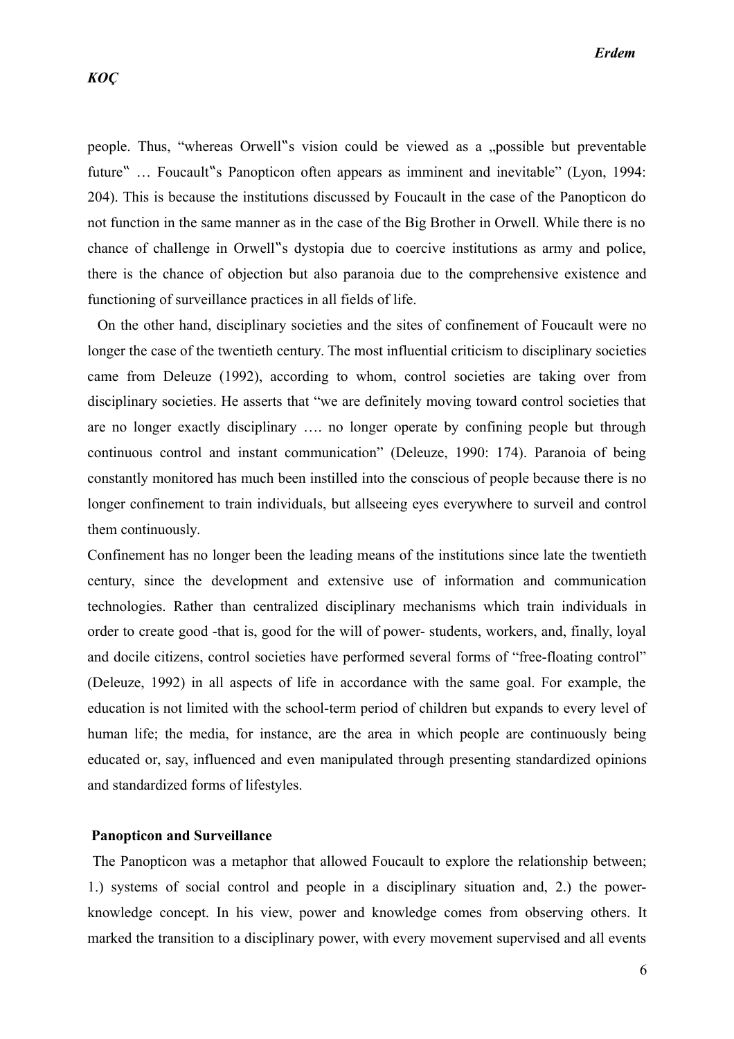people. Thus, "whereas Orwell‟s vision could be viewed as a „possible but preventable future‟ … Foucault‟s Panopticon often appears as imminent and inevitable" (Lyon, 1994: 204). This is because the institutions discussed by Foucault in the case of the Panopticon do not function in the same manner as in the case of the Big Brother in Orwell. While there is no chance of challenge in Orwell‟s dystopia due to coercive institutions as army and police, there is the chance of objection but also paranoia due to the comprehensive existence and functioning of surveillance practices in all fields of life.

On the other hand, disciplinary societies and the sites of confinement of Foucault were no longer the case of the twentieth century. The most influential criticism to disciplinary societies came from Deleuze (1992), according to whom, control societies are taking over from disciplinary societies. He asserts that "we are definitely moving toward control societies that are no longer exactly disciplinary …. no longer operate by confining people but through continuous control and instant communication" (Deleuze, 1990: 174). Paranoia of being constantly monitored has much been instilled into the conscious of people because there is no longer confinement to train individuals, but allseeing eyes everywhere to surveil and control them continuously.

Confinement has no longer been the leading means of the institutions since late the twentieth century, since the development and extensive use of information and communication technologies. Rather than centralized disciplinary mechanisms which train individuals in order to create good -that is, good for the will of power- students, workers, and, finally, loyal and docile citizens, control societies have performed several forms of "free-floating control" (Deleuze, 1992) in all aspects of life in accordance with the same goal. For example, the education is not limited with the school-term period of children but expands to every level of human life; the media, for instance, are the area in which people are continuously being educated or, say, influenced and even manipulated through presenting standardized opinions and standardized forms of lifestyles.

**Panopticon and Surveillance**

The Panopticon was a metaphor that allowed Foucault to explore the relationship between; 1.) systems of social control and people in a disciplinary situation and, 2.) the power-knowledge concept. In his view, power and knowledge comes from observing others. It marked the transition to a disciplinary power, with every movement supervised and all events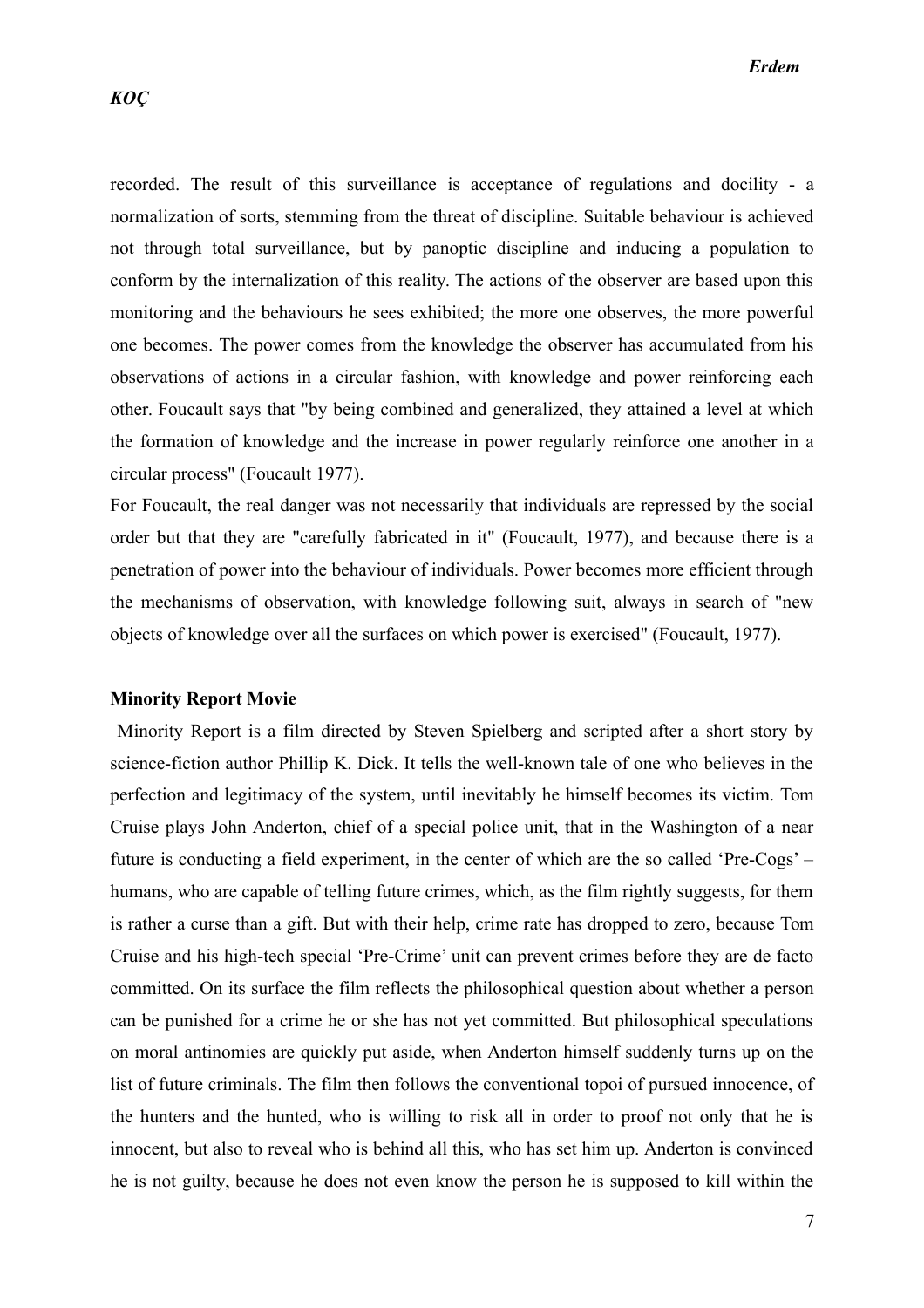recorded. The result of this surveillance is acceptance of regulations and docility - a normalization of sorts, stemming from the threat of discipline. Suitable behaviour is achieved not through total surveillance, but by panoptic discipline and inducing a population to conform by the internalization of this reality. The actions of the observer are based upon this monitoring and the behaviours he sees exhibited; the more one observes, the more powerful one becomes. The power comes from the knowledge the observer has accumulated from his observations of actions in a circular fashion, with knowledge and power reinforcing each other. Foucault says that "by being combined and generalized, they attained a level at which the formation of knowledge and the increase in power regularly reinforce one another in a circular process" (Foucault 1977).

For Foucault, the real danger was not necessarily that individuals are repressed by the social order but that they are "carefully fabricated in it" (Foucault, 1977), and because there is a penetration of power into the behaviour of individuals. Power becomes more efficient through the mechanisms of observation, with knowledge following suit, always in search of "new objects of knowledge over all the surfaces on which power is exercised" (Foucault, 1977).

**Minority Report Movie**

Minority Report is a film directed by Steven Spielberg and scripted after a short story by science-fiction author Phillip K. Dick. It tells the well-known tale of one who believes in the perfection and legitimacy of the system, until inevitably he himself becomes its victim. Tom Cruise plays John Anderton, chief of a special police unit, that in the Washington of a near future is conducting a field experiment, in the center of which are the so called 'Pre-Cogs' – humans, who are capable of telling future crimes, which, as the film rightly suggests, for them is rather a curse than a gift. But with their help, crime rate has dropped to zero, because Tom Cruise and his high-tech special 'Pre-Crime' unit can prevent crimes before they are de facto committed. On its surface the film reflects the philosophical question about whether a person can be punished for a crime he or she has not yet committed. But philosophical speculations on moral antinomies are quickly put aside, when Anderton himself suddenly turns up on the list of future criminals. The film then follows the conventional topoi of pursued innocence, of the hunters and the hunted, who is willing to risk all in order to proof not only that he is innocent, but also to reveal who is behind all this, who has set him up. Anderton is convinced he is not guilty, because he does not even know the person he is supposed to kill within the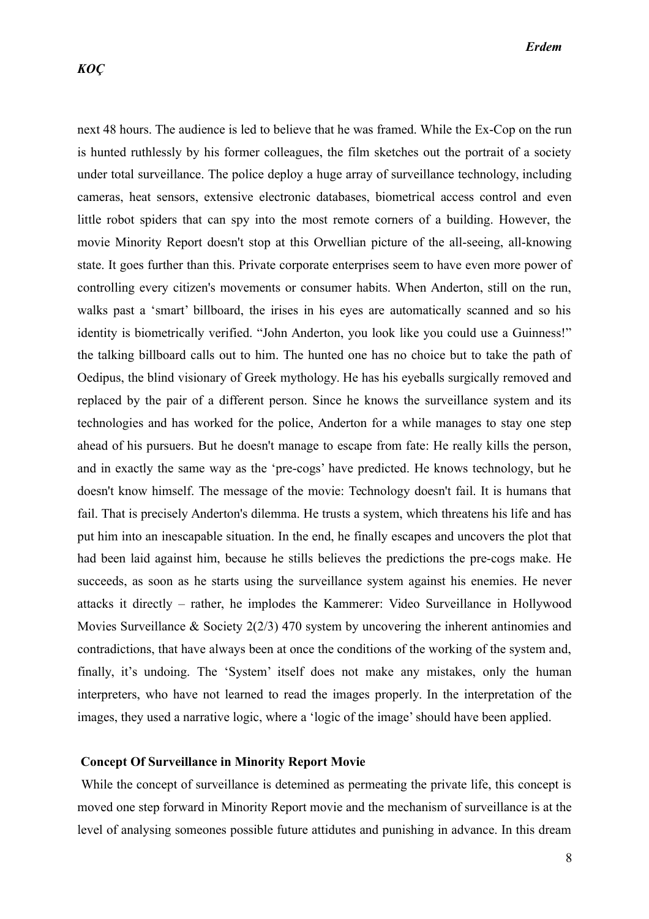next 48 hours. The audience is led to believe that he was framed. While the Ex-Cop on the run is hunted ruthlessly by his former colleagues, the film sketches out the portrait of a society under total surveillance. The police deploy a huge array of surveillance technology, including cameras, heat sensors, extensive electronic databases, biometrical access control and even little robot spiders that can spy into the most remote corners of a building. However, the movie Minority Report doesn't stop at this Orwellian picture of the all-seeing, all-knowing state. It goes further than this. Private corporate enterprises seem to have even more power of controlling every citizen's movements or consumer habits. When Anderton, still on the run, walks past a 'smart' billboard, the irises in his eyes are automatically scanned and so his identity is biometrically verified. "John Anderton, you look like you could use a Guinness!" the talking billboard calls out to him. The hunted one has no choice but to take the path of Oedipus, the blind visionary of Greek mythology. He has his eyeballs surgically removed and replaced by the pair of a different person. Since he knows the surveillance system and its technologies and has worked for the police, Anderton for a while manages to stay one step ahead of his pursuers. But he doesn't manage to escape from fate: He really kills the person, and in exactly the same way as the 'pre-cogs' have predicted. He knows technology, but he doesn't know himself. The message of the movie: Technology doesn't fail. It is humans that fail. That is precisely Anderton's dilemma. He trusts a system, which threatens his life and has put him into an inescapable situation. In the end, he finally escapes and uncovers the plot that had been laid against him, because he stills believes the predictions the pre-cogs make. He succeeds, as soon as he starts using the surveillance system against his enemies. He never attacks it directly – rather, he implodes the Kammerer: Video Surveillance in Hollywood Movies Surveillance & Society 2(2/3) 470 system by uncovering the inherent antinomies and contradictions, that have always been at once the conditions of the working of the system and, finally, it's undoing. The 'System' itself does not make any mistakes, only the human interpreters, who have not learned to read the images properly. In the interpretation of the images, they used a narrative logic, where a 'logic of the image' should have been applied.

**Concept Of Surveillance in Minority Report Movie**

While the concept of surveillance is detemined as permeating the private life, this concept is moved one step forward in Minority Report movie and the mechanism of surveillance is at the level of analysing someones possible future attidutes and punishing in advance. In this dream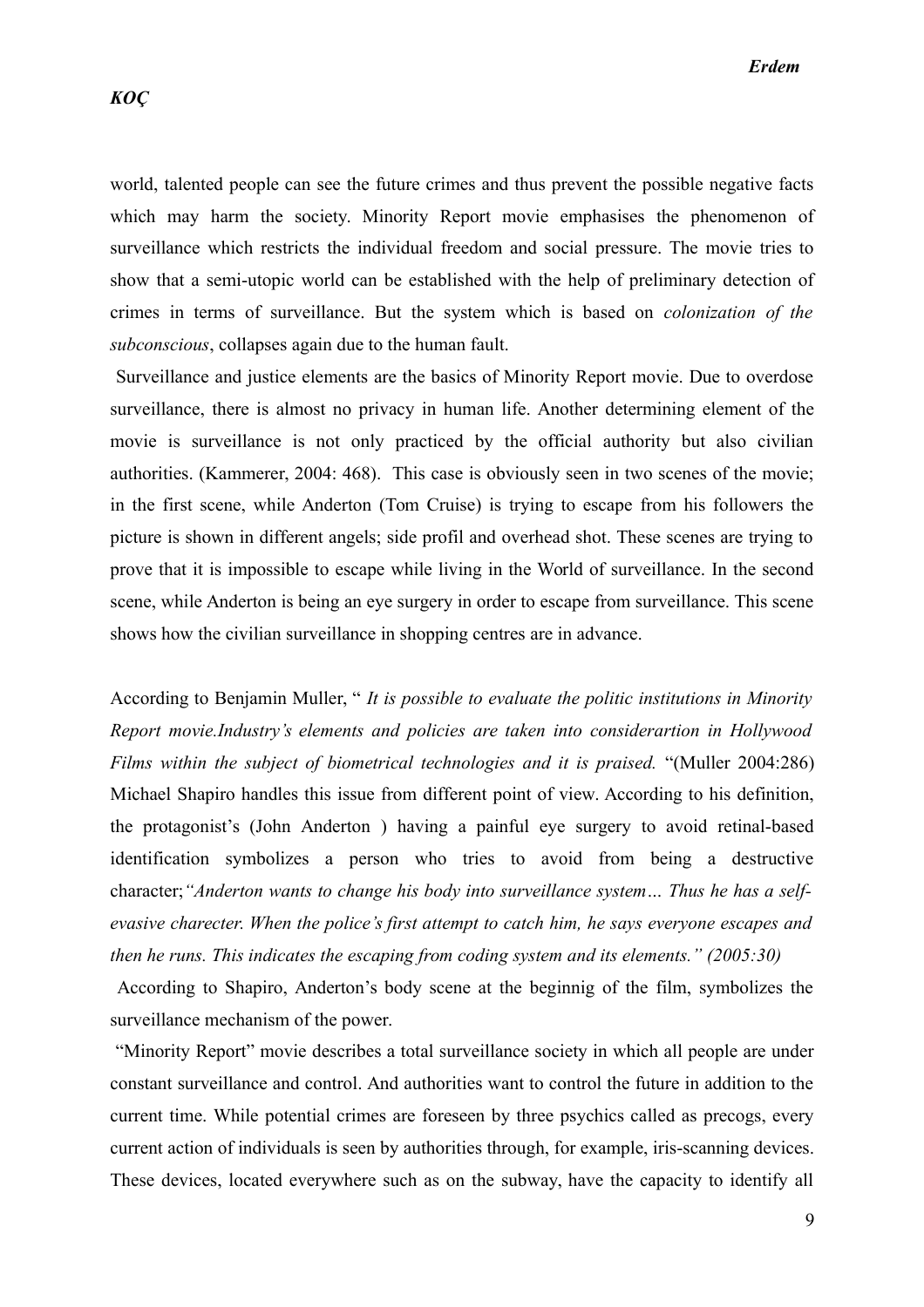world, talented people can see the future crimes and thus prevent the possible negative facts which may harm the society. Minority Report movie emphasises the phenomenon of surveillance which restricts the individual freedom and social pressure. The movie tries to show that a semi-utopic world can be established with the help of preliminary detection of crimes in terms of surveillance. But the system which is based on *colonization of the subconscious*, collapses again due to the human fault.

Surveillance and justice elements are the basics of Minority Report movie. Due to overdose surveillance, there is almost no privacy in human life. Another determining element of the movie is surveillance is not only practiced by the official authority but also civilian authorities. (Kammerer, 2004: 468). This case is obviously seen in two scenes of the movie; in the first scene, while Anderton (Tom Cruise) is trying to escape from his followers the picture is shown in different angels; side profil and overhead shot. These scenes are trying to prove that it is impossible to escape while living in the World of surveillance. In the second scene, while Anderton is being an eye surgery in order to escape from surveillance. This scene shows how the civilian surveillance in shopping centres are in advance.

According to Benjamin Muller, " *It is possible to evaluate the politic institutions in Minority Report movie.Industry's elements and policies are taken into considerartion in Hollywood Films within the subject of biometrical technologies and it is praised.* "(Muller 2004:286) Michael Shapiro handles this issue from different point of view. According to his definition, the protagonist's (John Anderton ) having a painful eye surgery to avoid retinal-based identification symbolizes a person who tries to avoid from being a destructive character;*"Anderton wants to change his body into surveillance system… Thus he has a self-evasive charecter. When the police's first attempt to catch him, he says everyone escapes and then he runs. This indicates the escaping from coding system and its elements." (2005:30)*

According to Shapiro, Anderton's body scene at the beginnig of the film, symbolizes the surveillance mechanism of the power.

"Minority Report" movie describes a total surveillance society in which all people are under constant surveillance and control. And authorities want to control the future in addition to the current time. While potential crimes are foreseen by three psychics called as precogs, every current action of individuals is seen by authorities through, for example, iris-scanning devices. These devices, located everywhere such as on the subway, have the capacity to identify all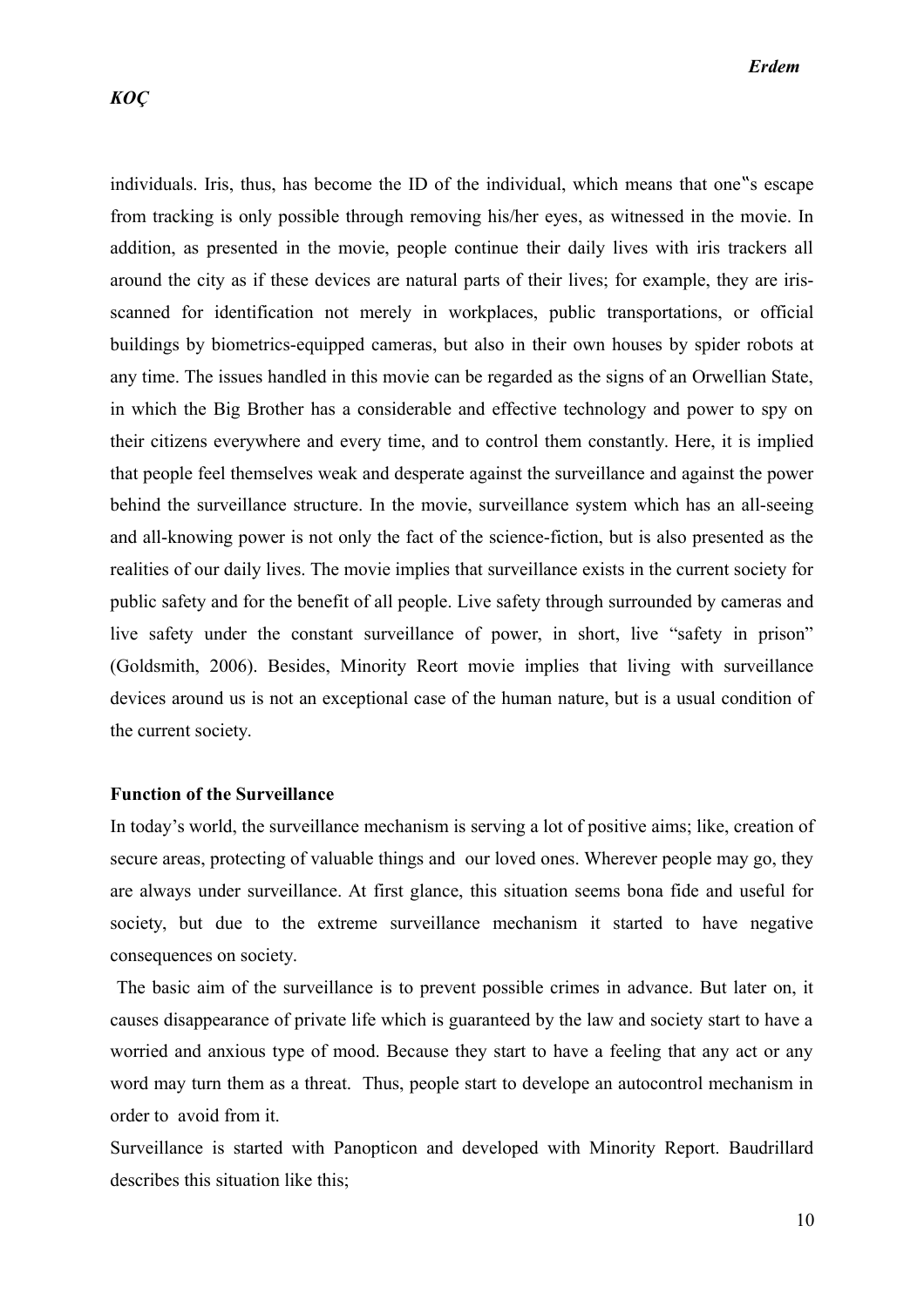individuals. Iris, thus, has become the ID of the individual, which means that one‟s escape from tracking is only possible through removing his/her eyes, as witnessed in the movie. In addition, as presented in the movie, people continue their daily lives with iris trackers all around the city as if these devices are natural parts of their lives; for example, they are iris-scanned for identification not merely in workplaces, public transportations, or official buildings by biometrics-equipped cameras, but also in their own houses by spider robots at any time. The issues handled in this movie can be regarded as the signs of an Orwellian State, in which the Big Brother has a considerable and effective technology and power to spy on their citizens everywhere and every time, and to control them constantly. Here, it is implied that people feel themselves weak and desperate against the surveillance and against the power behind the surveillance structure. In the movie, surveillance system which has an all-seeing and all-knowing power is not only the fact of the science-fiction, but is also presented as the realities of our daily lives. The movie implies that surveillance exists in the current society for public safety and for the benefit of all people. Live safety through surrounded by cameras and live safety under the constant surveillance of power, in short, live "safety in prison" (Goldsmith, 2006). Besides, Minority Reort movie implies that living with surveillance devices around us is not an exceptional case of the human nature, but is a usual condition of the current society.

**Function of the Surveillance**

In today's world, the surveillance mechanism is serving a lot of positive aims; like, creation of secure areas, protecting of valuable things and our loved ones. Wherever people may go, they are always under surveillance. At first glance, this situation seems bona fide and useful for society, but due to the extreme surveillance mechanism it started to have negative consequences on society.

The basic aim of the surveillance is to prevent possible crimes in advance. But later on, it causes disappearance of private life which is guaranteed by the law and society start to have a worried and anxious type of mood. Because they start to have a feeling that any act or any word may turn them as a threat. Thus, people start to develope an autocontrol mechanism in order to avoid from it.

Surveillance is started with Panopticon and developed with Minority Report. Baudrillard describes this situation like this;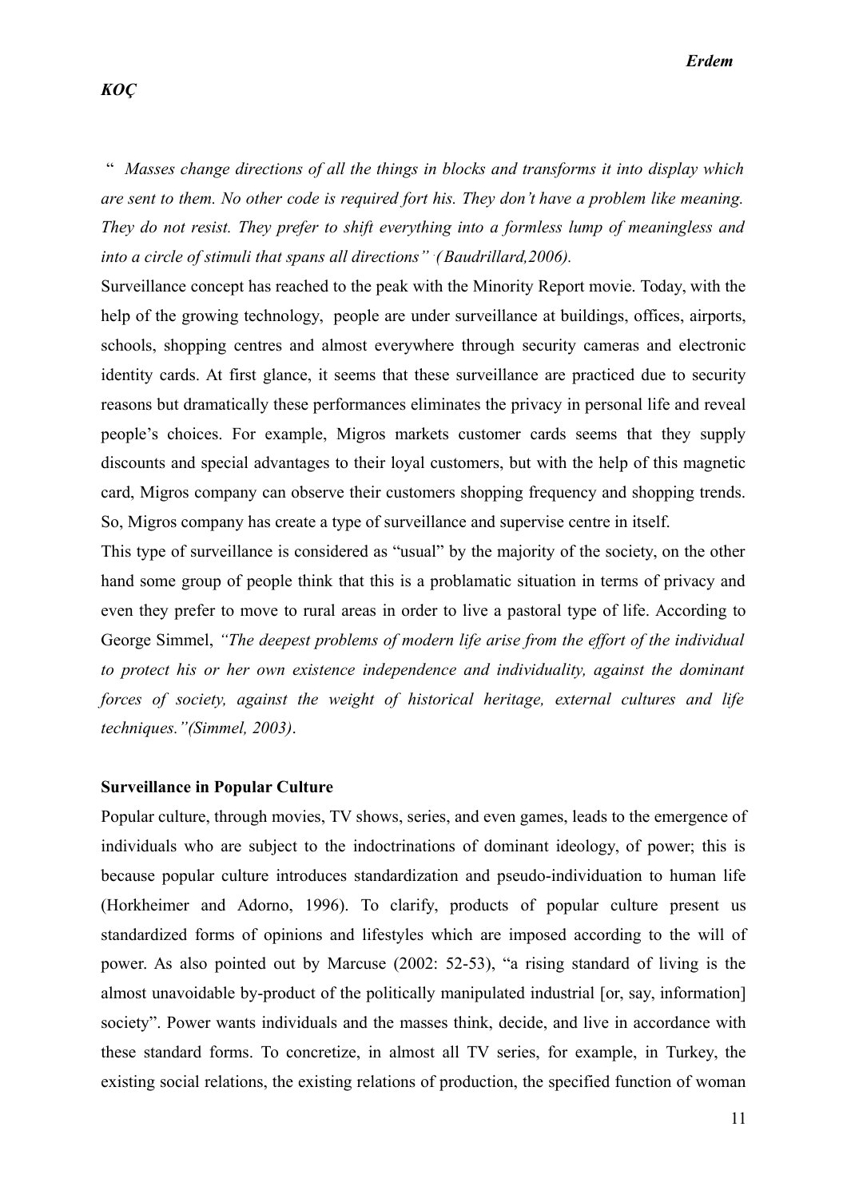" *Masses change directions of all the things in blocks and transforms it into display which are sent to them. No other code is required fort his. They don't have a problem like meaning. They do not resist. They prefer to shift everything into a formless lump of meaningless and into a circle of stimuli that spans all directions" (Baudrillard,2006).*

Surveillance concept has reached to the peak with the Minority Report movie. Today, with the help of the growing technology, people are under surveillance at buildings, offices, airports, schools, shopping centres and almost everywhere through security cameras and electronic identity cards. At first glance, it seems that these surveillance are practiced due to security reasons but dramatically these performances eliminates the privacy in personal life and reveal people's choices. For example, Migros markets customer cards seems that they supply discounts and special advantages to their loyal customers, but with the help of this magnetic card, Migros company can observe their customers shopping frequency and shopping trends. So, Migros company has create a type of surveillance and supervise centre in itself.

This type of surveillance is considered as "usual" by the majority of the society, on the other hand some group of people think that this is a problamatic situation in terms of privacy and even they prefer to move to rural areas in order to live a pastoral type of life. According to George Simmel, *"The deepest problems of modern life arise from the effort of the individual to protect his or her own existence independence and individuality, against the dominant forces of society, against the weight of historical heritage, external cultures and life techniques."(Simmel, 2003)*.

**Surveillance in Popular Culture**

Popular culture, through movies, TV shows, series, and even games, leads to the emergence of individuals who are subject to the indoctrinations of dominant ideology, of power; this is because popular culture introduces standardization and pseudo-individuation to human life (Horkheimer and Adorno, 1996). To clarify, products of popular culture present us standardized forms of opinions and lifestyles which are imposed according to the will of power. As also pointed out by Marcuse (2002: 52-53), "a rising standard of living is the almost unavoidable by-product of the politically manipulated industrial [or, say, information] society". Power wants individuals and the masses think, decide, and live in accordance with these standard forms. To concretize, in almost all TV series, for example, in Turkey, the existing social relations, the existing relations of production, the specified function of woman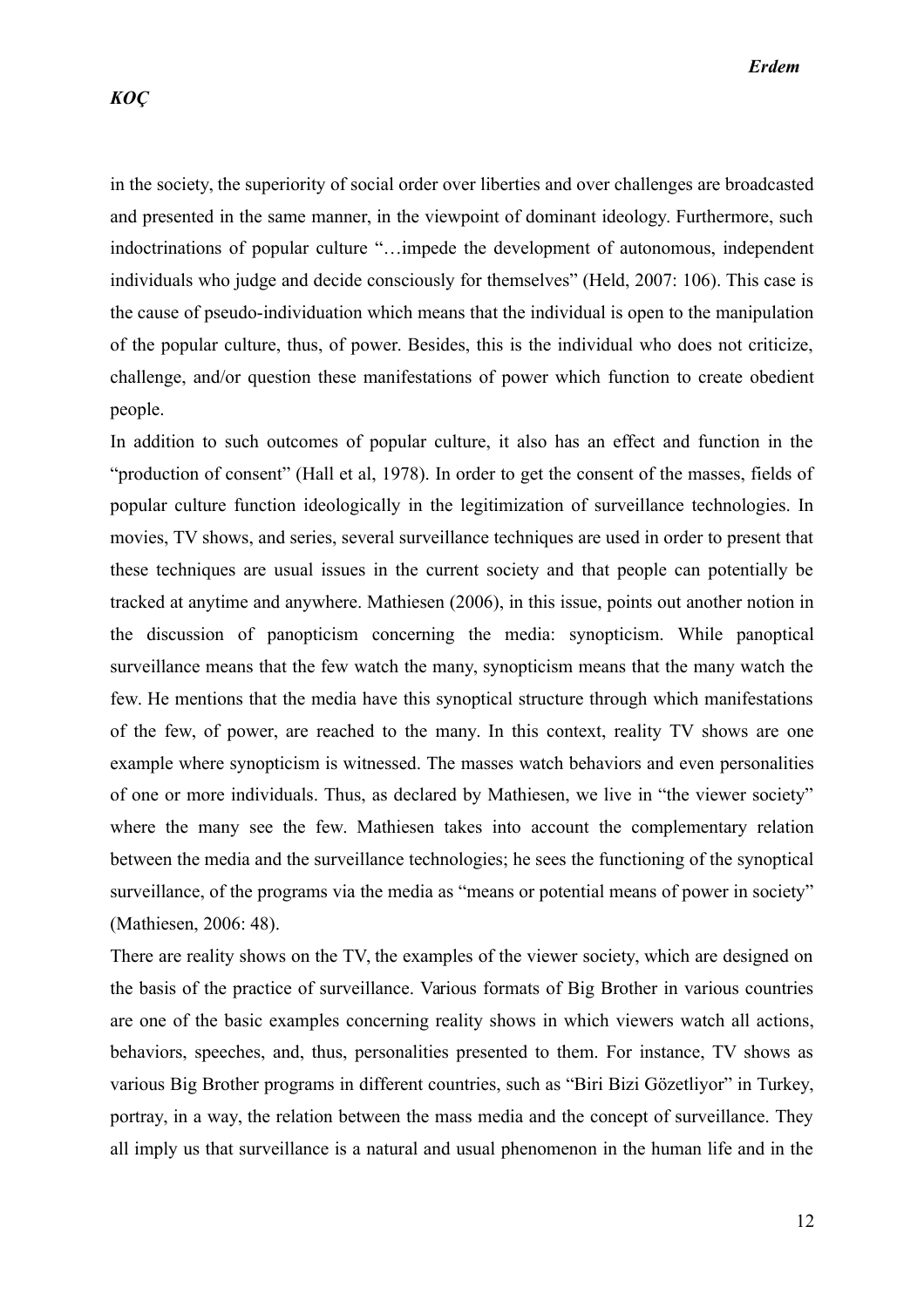in the society, the superiority of social order over liberties and over challenges are broadcasted and presented in the same manner, in the viewpoint of dominant ideology. Furthermore, such indoctrinations of popular culture "…impede the development of autonomous, independent individuals who judge and decide consciously for themselves" (Held, 2007: 106). This case is the cause of pseudo-individuation which means that the individual is open to the manipulation of the popular culture, thus, of power. Besides, this is the individual who does not criticize, challenge, and/or question these manifestations of power which function to create obedient people.

In addition to such outcomes of popular culture, it also has an effect and function in the "production of consent" (Hall et al, 1978). In order to get the consent of the masses, fields of popular culture function ideologically in the legitimization of surveillance technologies. In movies, TV shows, and series, several surveillance techniques are used in order to present that these techniques are usual issues in the current society and that people can potentially be tracked at anytime and anywhere. Mathiesen (2006), in this issue, points out another notion in the discussion of panopticism concerning the media: synopticism. While panoptical surveillance means that the few watch the many, synopticism means that the many watch the few. He mentions that the media have this synoptical structure through which manifestations of the few, of power, are reached to the many. In this context, reality TV shows are one example where synopticism is witnessed. The masses watch behaviors and even personalities of one or more individuals. Thus, as declared by Mathiesen, we live in "the viewer society" where the many see the few. Mathiesen takes into account the complementary relation between the media and the surveillance technologies; he sees the functioning of the synoptical surveillance, of the programs via the media as "means or potential means of power in society" (Mathiesen, 2006: 48).

There are reality shows on the TV, the examples of the viewer society, which are designed on the basis of the practice of surveillance. Various formats of Big Brother in various countries are one of the basic examples concerning reality shows in which viewers watch all actions, behaviors, speeches, and, thus, personalities presented to them. For instance, TV shows as various Big Brother programs in different countries, such as "Biri Bizi Gözetliyor" in Turkey, portray, in a way, the relation between the mass media and the concept of surveillance. They all imply us that surveillance is a natural and usual phenomenon in the human life and in the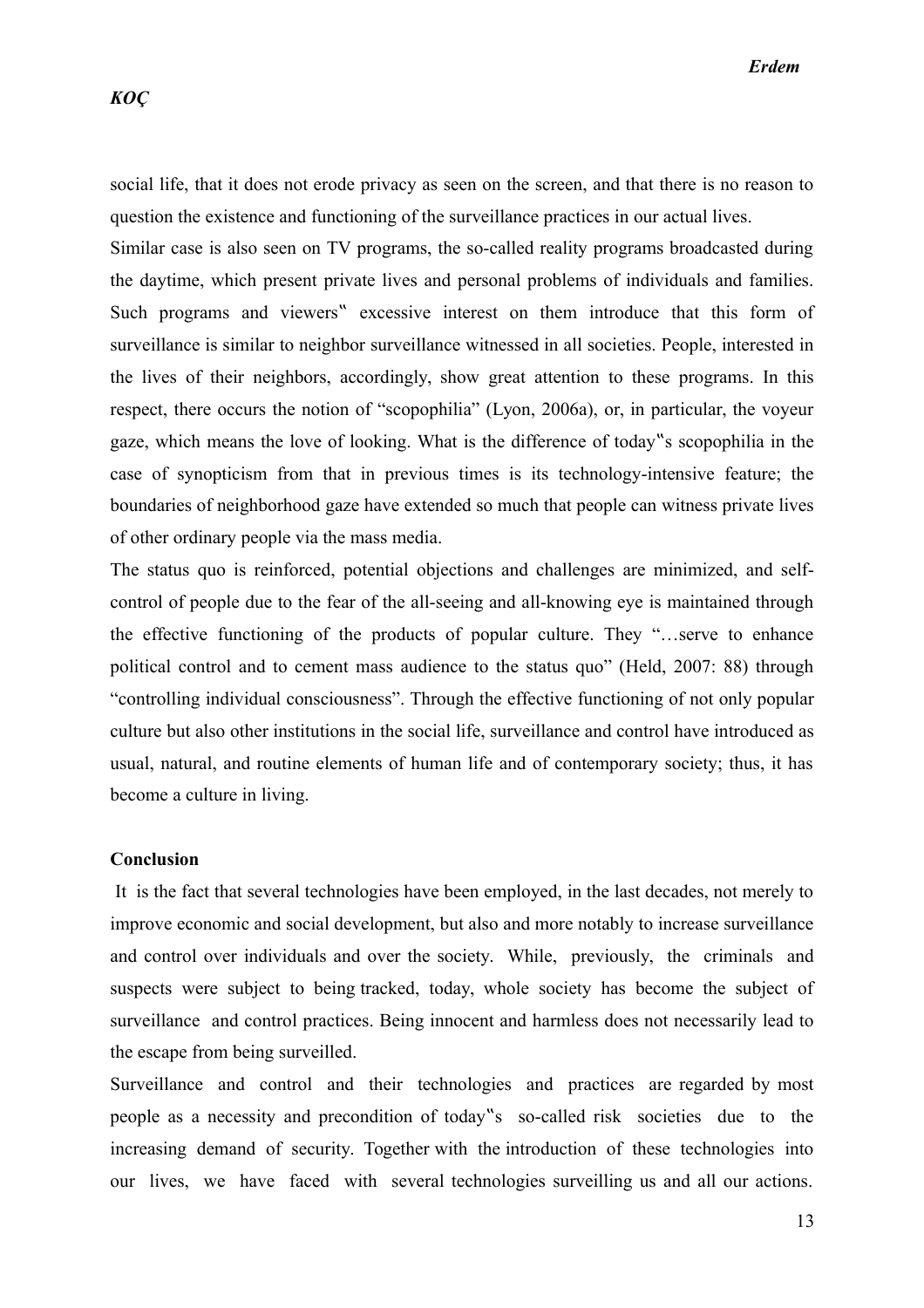social life, that it does not erode privacy as seen on the screen, and that there is no reason to question the existence and functioning of the surveillance practices in our actual lives.

Similar case is also seen on TV programs, the so-called reality programs broadcasted during the daytime, which present private lives and personal problems of individuals and families. Such programs and viewers�much excessive interest on them introduce that this form of surveillance is similar to neighbor surveillance witnessed in all societies. People, interested in the lives of their neighbors, accordingly, show great attention to these programs. In this respect, there occurs the notion of "scopophilia" (Lyon, 2006a), or, in particular, the voyeur gaze, which means the love of looking. What is the difference of today‟s scopophilia in the case of synopticism from that in previous times is its technology-intensive feature; the boundaries of neighborhood gaze have extended so much that people can witness private lives of other ordinary people via the mass media.

The status quo is reinforced, potential objections and challenges are minimized, and self-control of people due to the fear of the all-seeing and all-knowing eye is maintained through the effective functioning of the products of popular culture. They "…serve to enhance political control and to cement mass audience to the status quo" (Held, 2007: 88) through "controlling individual consciousness". Through the effective functioning of not only popular culture but also other institutions in the social life, surveillance and control have introduced as usual, natural, and routine elements of human life and of contemporary society; thus, it has become a culture in living.

**Conclusion**

It is the fact that several technologies have been employed, in the last decades, not merely to improve economic and social development, but also and more notably to increase surveillance and control over individuals and over the society. While, previously, the criminals and suspects were subject to being tracked, today, whole society has become the subject of surveillance and control practices. Being innocent and harmless does not necessarily lead to the escape from being surveilled.

Surveillance and control and their technologies and practices are regarded by most people as a necessity and precondition of today‟s so-called risk societies due to the increasing demand of security. Together with the introduction of these technologies into our lives, we have faced with several technologies surveilling us and all our actions.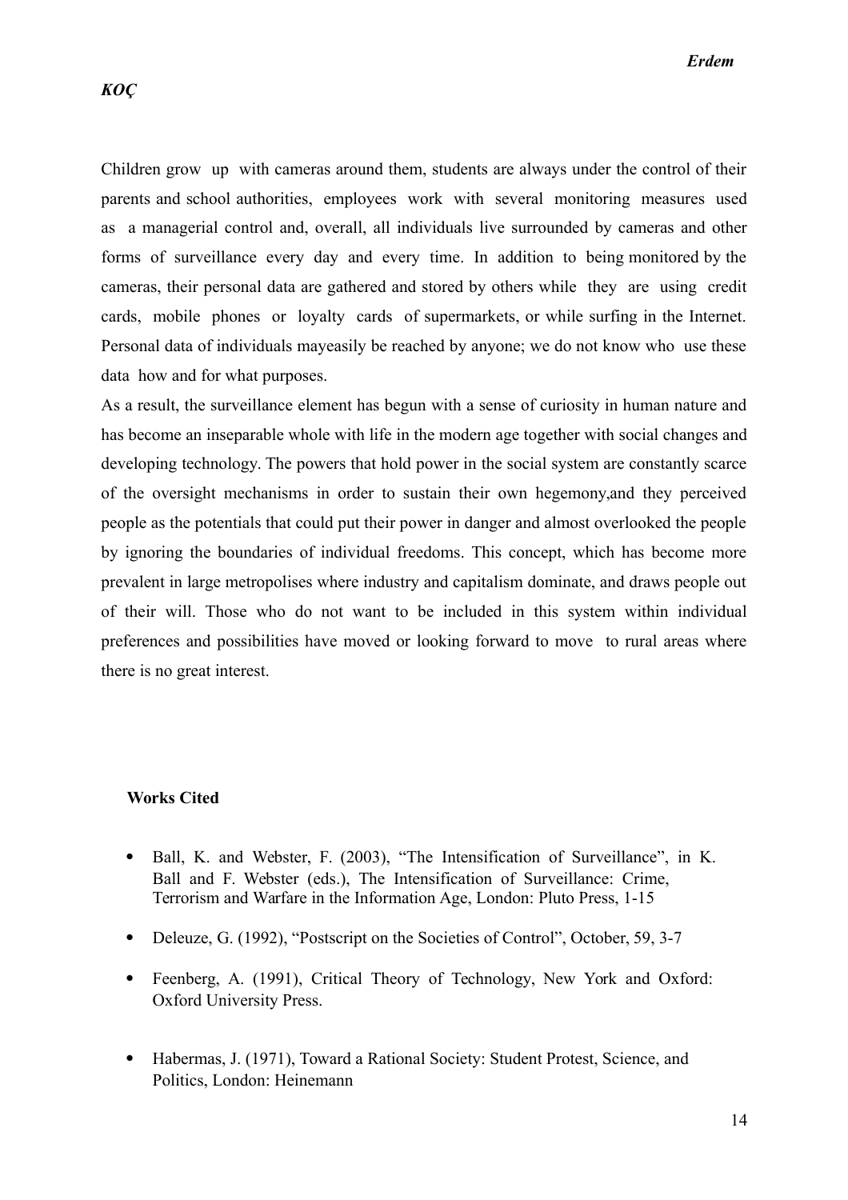Children grow up with cameras around them, students are always under the control of their parents and school authorities, employees work with several monitoring measures used as a managerial control and, overall, all individuals live surrounded by cameras and other forms of surveillance every day and every time. In addition to being monitored by the cameras, their personal data are gathered and stored by others while they are using credit cards, mobile phones or loyalty cards of supermarkets, or while surfing in the Internet. Personal data of individuals mayeasily be reached by anyone; we do not know who use these data how and for what purposes.

As a result, the surveillance element has begun with a sense of curiosity in human nature and has become an inseparable whole with life in the modern age together with social changes and developing technology. The powers that hold power in the social system are constantly scarce of the oversight mechanisms in order to sustain their own hegemony,and they perceived people as the potentials that could put their power in danger and almost overlooked the people by ignoring the boundaries of individual freedoms. This concept, which has become more prevalent in large metropolises where industry and capitalism dominate, and draws people out of their will. Those who do not want to be included in this system within individual preferences and possibilities have moved or looking forward to move to rural areas where there is no great interest.

**Works Cited**

- Ball, K. and Webster, F. (2003), "The Intensification of Surveillance", in K. Ball and F. Webster (eds.), The Intensification of Surveillance: Crime, Terrorism and Warfare in the Information Age, London: Pluto Press, 1-15
- Deleuze, G. (1992), "Postscript on the Societies of Control", October, 59, 3-7
- Feenberg, A. (1991), Critical Theory of Technology, New York and Oxford: Oxford University Press.
- Habermas, J. (1971), Toward a Rational Society: Student Protest, Science, and Politics, London: Heinemann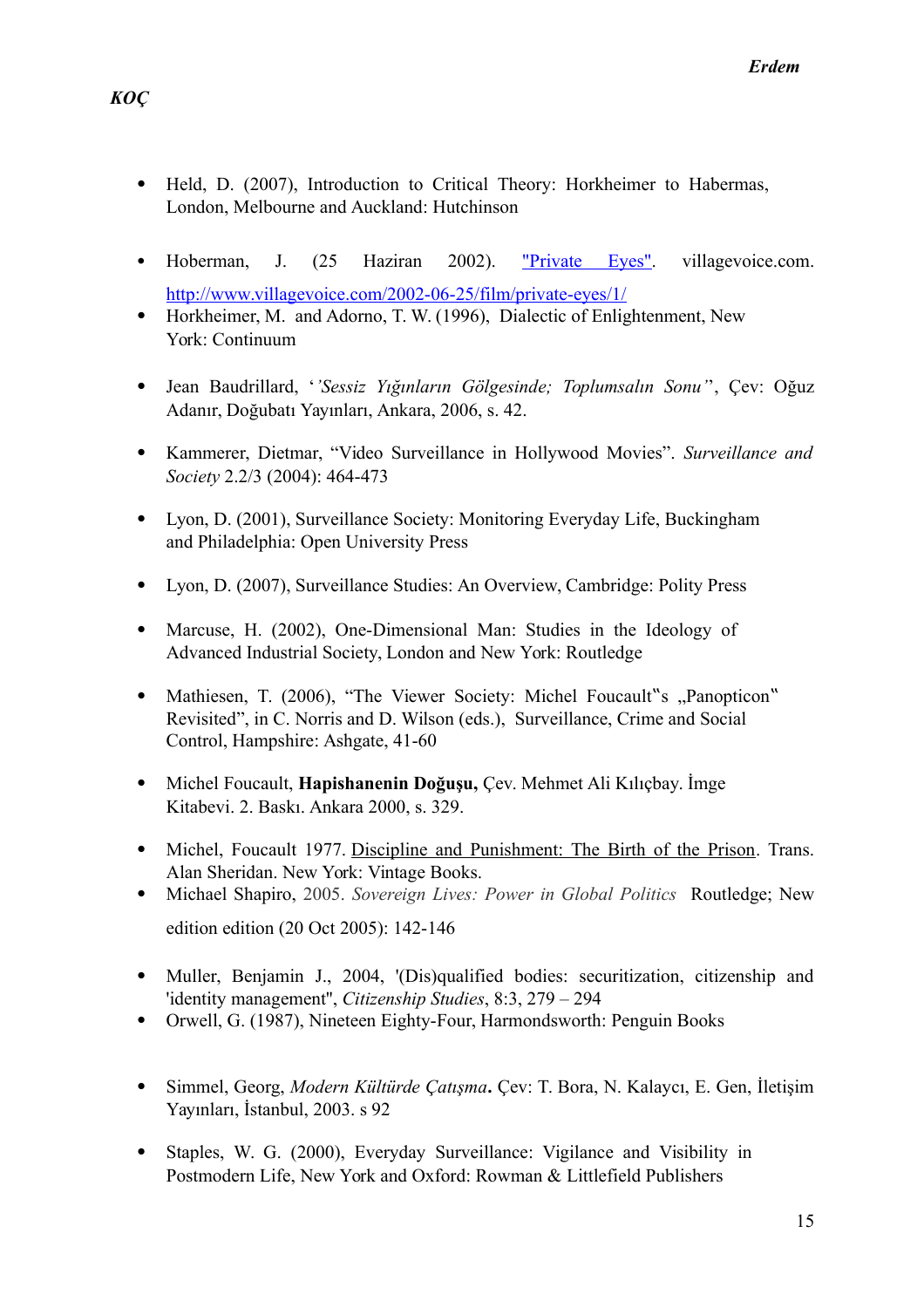- Held, D. (2007), Introduction to Critical Theory: Horkheimer to Habermas, London, Melbourne and Auckland: Hutchinson

- Hoberman, J. (25 Haziran 2002). "Private Eyes". villagevoice.com. http://www.villagevoice.com/2002-06-25/film/private-eyes/1/
- Horkheimer, M. and Adorno, T. W. (1996), Dialectic of Enlightenment, New York: Continuum

- Jean Baudrillard, *''Sessiz Yığınların Gölgesinde; Toplumsalın Sonu''*, Çev: Oğuz Adanır, Doğubatı Yayınları, Ankara, 2006, s. 42.

- Kammerer, Dietmar, "Video Surveillance in Hollywood Movies". *Surveillance and Society* 2.2/3 (2004): 464-473

- Lyon, D. (2001), Surveillance Society: Monitoring Everyday Life, Buckingham and Philadelphia: Open University Press

- Lyon, D. (2007), Surveillance Studies: An Overview, Cambridge: Polity Press

- Marcuse, H. (2002), One-Dimensional Man: Studies in the Ideology of Advanced Industrial Society, London and New York: Routledge

- Mathiesen, T. (2006), "The Viewer Society: Michel Foucault"s „Panopticon" Revisited", in C. Norris and D. Wilson (eds.), Surveillance, Crime and Social Control, Hampshire: Ashgate, 41-60

- Michel Foucault, **Hapishanenin Doğuşu,** Çev. Mehmet Ali Kılıçbay. İmge Kitabevi. 2. Baskı. Ankara 2000, s. 329.

- Michel, Foucault 1977. Discipline and Punishment: The Birth of the Prison. Trans. Alan Sheridan. New York: Vintage Books.
- Michael Shapiro, 2005. *Sovereign Lives: Power in Global Politics* Routledge; New edition edition (20 Oct 2005): 142-146

- Muller, Benjamin J., 2004, '(Dis)qualified bodies: securitization, citizenship and 'identity management'', *Citizenship Studies*, 8:3, 279 – 294
- Orwell, G. (1987), Nineteen Eighty-Four, Harmondsworth: Penguin Books

- Simmel, Georg, *Modern Kültürde Çatışma***.** Çev: T. Bora, N. Kalaycı, E. Gen, İletişim Yayınları, İstanbul, 2003. s 92

- Staples, W. G. (2000), Everyday Surveillance: Vigilance and Visibility in Postmodern Life, New York and Oxford: Rowman & Littlefield Publishers